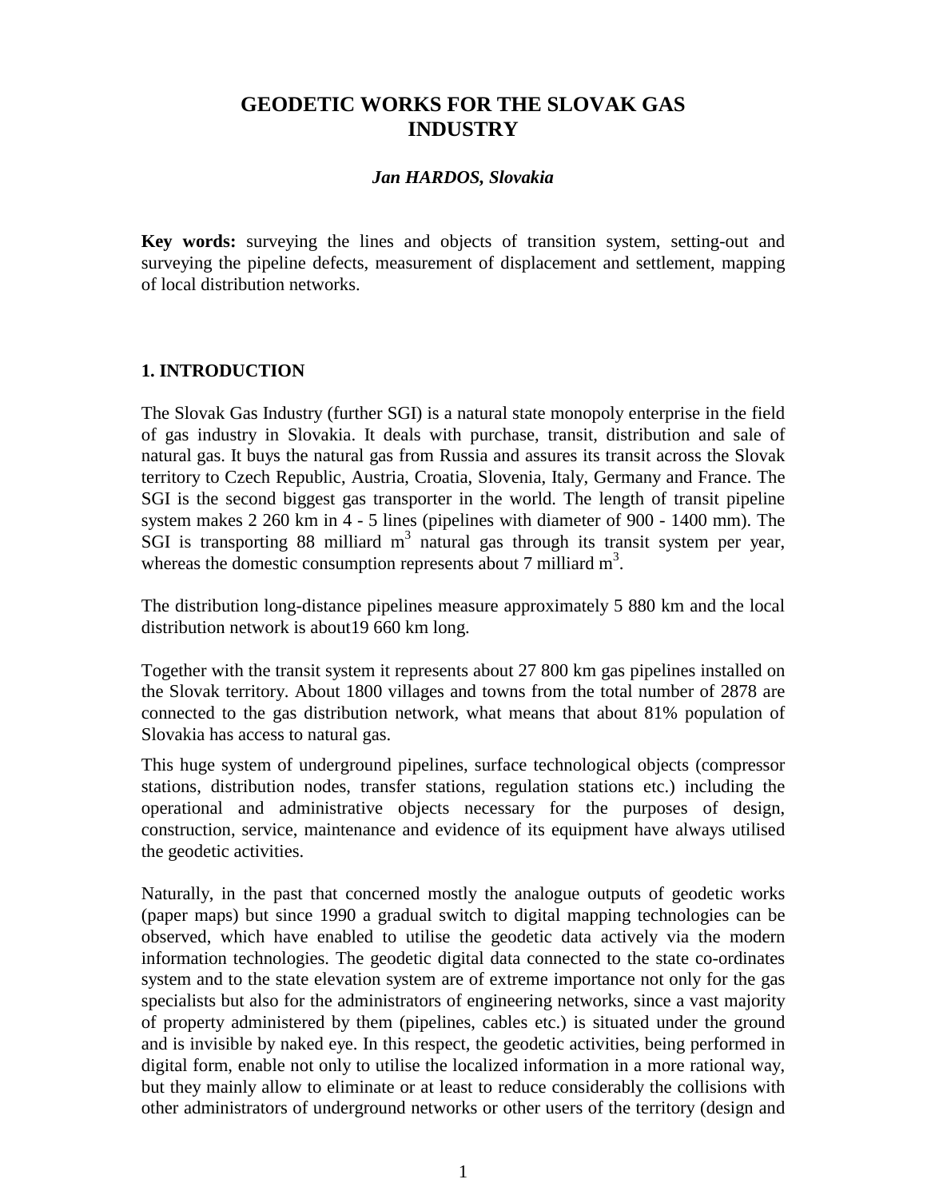# GEODETIC WORKS FOR THE SLOVAK GAS INDUSTRY

***Jan HARDOS, Slovakia***

**Key words:** surveying the lines and objects of transition system, setting-out and surveying the pipeline defects, measurement of displacement and settlement, mapping of local distribution networks.

## 1. INTRODUCTION

The Slovak Gas Industry (further SGI) is a natural state monopoly enterprise in the field of gas industry in Slovakia. It deals with purchase, transit, distribution and sale of natural gas. It buys the natural gas from Russia and assures its transit across the Slovak territory to Czech Republic, Austria, Croatia, Slovenia, Italy, Germany and France. The SGI is the second biggest gas transporter in the world. The length of transit pipeline system makes 2 260 km in 4 - 5 lines (pipelines with diameter of 900 - 1400 mm). The SGI is transporting 88 milliard $m^3$ natural gas through its transit system per year, whereas the domestic consumption represents about 7 milliard $m^3$.

The distribution long-distance pipelines measure approximately 5 880 km and the local distribution network is about19 660 km long.

Together with the transit system it represents about 27 800 km gas pipelines installed on the Slovak territory. About 1800 villages and towns from the total number of 2878 are connected to the gas distribution network, what means that about 81% population of Slovakia has access to natural gas.

This huge system of underground pipelines, surface technological objects (compressor stations, distribution nodes, transfer stations, regulation stations etc.) including the operational and administrative objects necessary for the purposes of design, construction, service, maintenance and evidence of its equipment have always utilised the geodetic activities.

Naturally, in the past that concerned mostly the analogue outputs of geodetic works (paper maps) but since 1990 a gradual switch to digital mapping technologies can be observed, which have enabled to utilise the geodetic data actively via the modern information technologies. The geodetic digital data connected to the state co-ordinates system and to the state elevation system are of extreme importance not only for the gas specialists but also for the administrators of engineering networks, since a vast majority of property administered by them (pipelines, cables etc.) is situated under the ground and is invisible by naked eye. In this respect, the geodetic activities, being performed in digital form, enable not only to utilise the localized information in a more rational way, but they mainly allow to eliminate or at least to reduce considerably the collisions with other administrators of underground networks or other users of the territory (design and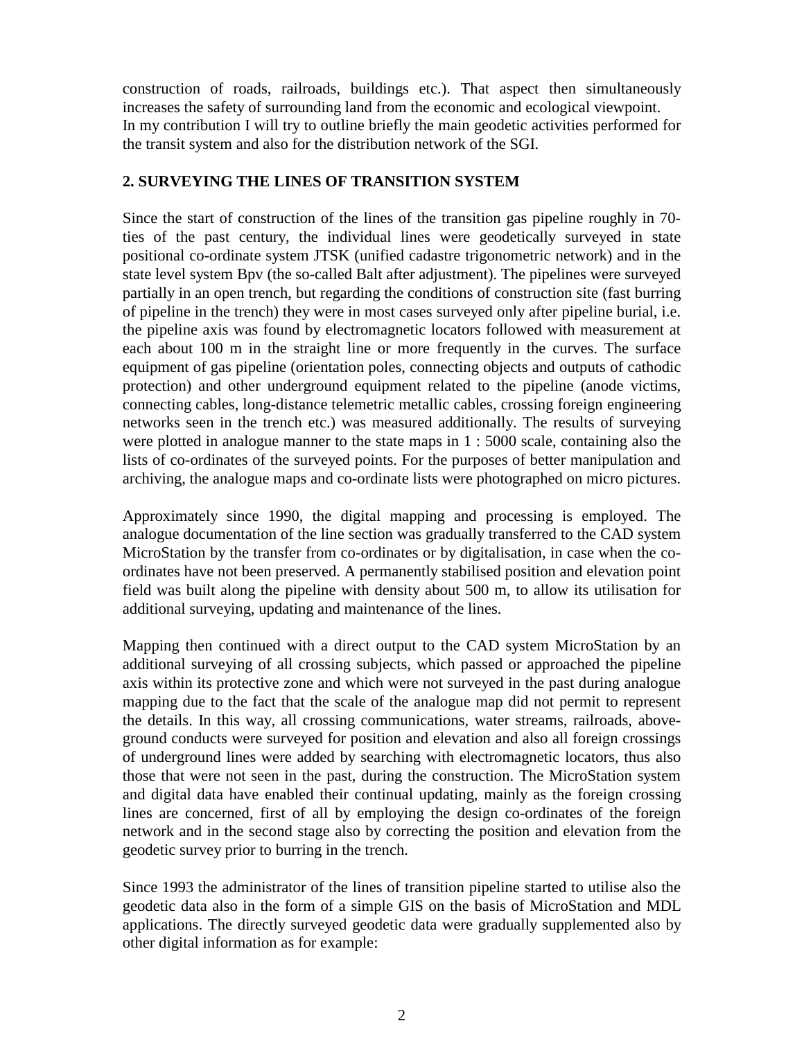construction of roads, railroads, buildings etc.). That aspect then simultaneously increases the safety of surrounding land from the economic and ecological viewpoint.
In my contribution I will try to outline briefly the main geodetic activities performed for the transit system and also for the distribution network of the SGI.

## 2. SURVEYING THE LINES OF TRANSITION SYSTEM

Since the start of construction of the lines of the transition gas pipeline roughly in 70-ties of the past century, the individual lines were geodetically surveyed in state positional co-ordinate system JTSK (unified cadastre trigonometric network) and in the state level system Bpv (the so-called Balt after adjustment). The pipelines were surveyed partially in an open trench, but regarding the conditions of construction site (fast burring of pipeline in the trench) they were in most cases surveyed only after pipeline burial, i.e. the pipeline axis was found by electromagnetic locators followed with measurement at each about 100 m in the straight line or more frequently in the curves. The surface equipment of gas pipeline (orientation poles, connecting objects and outputs of cathodic protection) and other underground equipment related to the pipeline (anode victims, connecting cables, long-distance telemetric metallic cables, crossing foreign engineering networks seen in the trench etc.) was measured additionally. The results of surveying were plotted in analogue manner to the state maps in 1 : 5000 scale, containing also the lists of co-ordinates of the surveyed points. For the purposes of better manipulation and archiving, the analogue maps and co-ordinate lists were photographed on micro pictures.

Approximately since 1990, the digital mapping and processing is employed. The analogue documentation of the line section was gradually transferred to the CAD system MicroStation by the transfer from co-ordinates or by digitalisation, in case when the co-ordinates have not been preserved. A permanently stabilised position and elevation point field was built along the pipeline with density about 500 m, to allow its utilisation for additional surveying, updating and maintenance of the lines.

Mapping then continued with a direct output to the CAD system MicroStation by an additional surveying of all crossing subjects, which passed or approached the pipeline axis within its protective zone and which were not surveyed in the past during analogue mapping due to the fact that the scale of the analogue map did not permit to represent the details. In this way, all crossing communications, water streams, railroads, above-ground conducts were surveyed for position and elevation and also all foreign crossings of underground lines were added by searching with electromagnetic locators, thus also those that were not seen in the past, during the construction. The MicroStation system and digital data have enabled their continual updating, mainly as the foreign crossing lines are concerned, first of all by employing the design co-ordinates of the foreign network and in the second stage also by correcting the position and elevation from the geodetic survey prior to burring in the trench.

Since 1993 the administrator of the lines of transition pipeline started to utilise also the geodetic data also in the form of a simple GIS on the basis of MicroStation and MDL applications. The directly surveyed geodetic data were gradually supplemented also by other digital information as for example: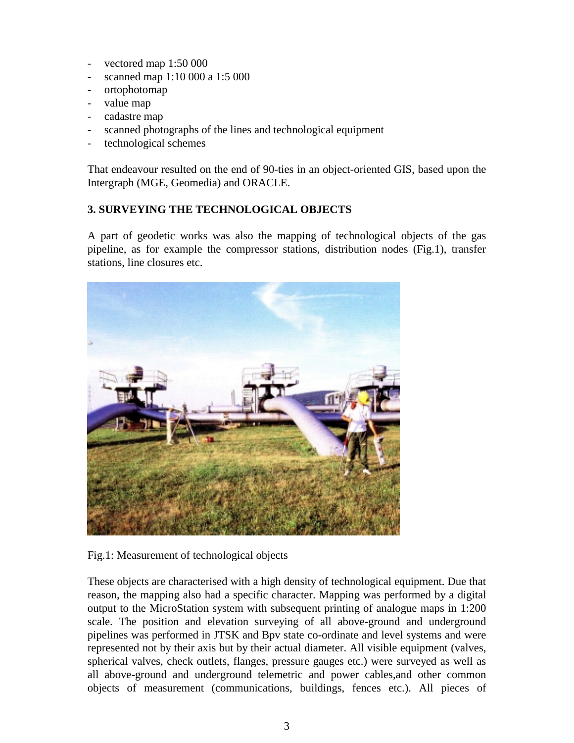- vectored map 1:50 000
- scanned map 1:10 000 a 1:5 000
- ortophotomap
- value map
- cadastre map
- scanned photographs of the lines and technological equipment
- technological schemes

That endeavour resulted on the end of 90-ties in an object-oriented GIS, based upon the Intergraph (MGE, Geomedia) and ORACLE.

## 3. SURVEYING THE TECHNOLOGICAL OBJECTS

A part of geodetic works was also the mapping of technological objects of the gas pipeline, as for example the compressor stations, distribution nodes (Fig.1), transfer stations, line closures etc.

Fig.1: Measurement of technological objects

These objects are characterised with a high density of technological equipment. Due that reason, the mapping also had a specific character. Mapping was performed by a digital output to the MicroStation system with subsequent printing of analogue maps in 1:200 scale. The position and elevation surveying of all above-ground and underground pipelines was performed in JTSK and Bpv state co-ordinate and level systems and were represented not by their axis but by their actual diameter. All visible equipment (valves, spherical valves, check outlets, flanges, pressure gauges etc.) were surveyed as well as all above-ground and underground telemetric and power cables,and other common objects of measurement (communications, buildings, fences etc.). All pieces of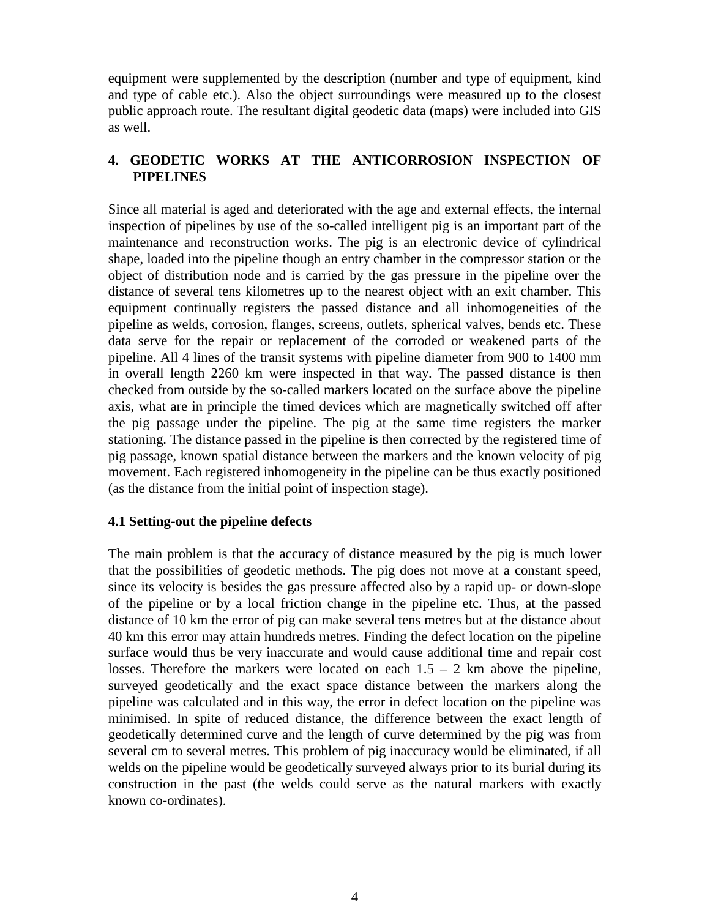equipment were supplemented by the description (number and type of equipment, kind and type of cable etc.). Also the object surroundings were measured up to the closest public approach route. The resultant digital geodetic data (maps) were included into GIS as well.

## 4. GEODETIC WORKS AT THE ANTICORROSION INSPECTION OF PIPELINES

Since all material is aged and deteriorated with the age and external effects, the internal inspection of pipelines by use of the so-called intelligent pig is an important part of the maintenance and reconstruction works. The pig is an electronic device of cylindrical shape, loaded into the pipeline though an entry chamber in the compressor station or the object of distribution node and is carried by the gas pressure in the pipeline over the distance of several tens kilometres up to the nearest object with an exit chamber. This equipment continually registers the passed distance and all inhomogeneities of the pipeline as welds, corrosion, flanges, screens, outlets, spherical valves, bends etc. These data serve for the repair or replacement of the corroded or weakened parts of the pipeline. All 4 lines of the transit systems with pipeline diameter from 900 to 1400 mm in overall length 2260 km were inspected in that way. The passed distance is then checked from outside by the so-called markers located on the surface above the pipeline axis, what are in principle the timed devices which are magnetically switched off after the pig passage under the pipeline. The pig at the same time registers the marker stationing. The distance passed in the pipeline is then corrected by the registered time of pig passage, known spatial distance between the markers and the known velocity of pig movement. Each registered inhomogeneity in the pipeline can be thus exactly positioned (as the distance from the initial point of inspection stage).

### 4.1 Setting-out the pipeline defects

The main problem is that the accuracy of distance measured by the pig is much lower that the possibilities of geodetic methods. The pig does not move at a constant speed, since its velocity is besides the gas pressure affected also by a rapid up- or down-slope of the pipeline or by a local friction change in the pipeline etc. Thus, at the passed distance of 10 km the error of pig can make several tens metres but at the distance about 40 km this error may attain hundreds metres. Finding the defect location on the pipeline surface would thus be very inaccurate and would cause additional time and repair cost losses. Therefore the markers were located on each 1.5 – 2 km above the pipeline, surveyed geodetically and the exact space distance between the markers along the pipeline was calculated and in this way, the error in defect location on the pipeline was minimised. In spite of reduced distance, the difference between the exact length of geodetically determined curve and the length of curve determined by the pig was from several cm to several metres. This problem of pig inaccuracy would be eliminated, if all welds on the pipeline would be geodetically surveyed always prior to its burial during its construction in the past (the welds could serve as the natural markers with exactly known co-ordinates).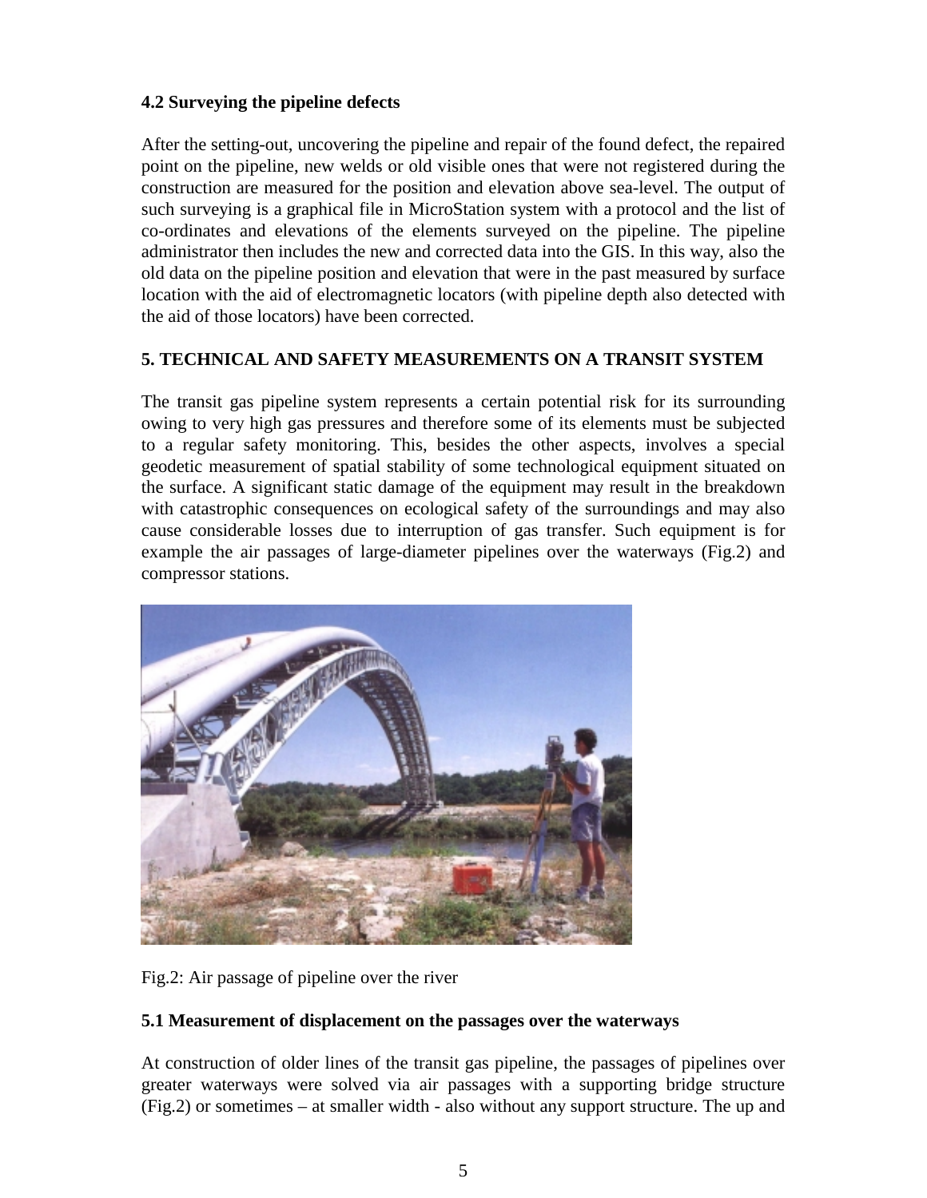### 4.2 Surveying the pipeline defects

After the setting-out, uncovering the pipeline and repair of the found defect, the repaired point on the pipeline, new welds or old visible ones that were not registered during the construction are measured for the position and elevation above sea-level. The output of such surveying is a graphical file in MicroStation system with a protocol and the list of co-ordinates and elevations of the elements surveyed on the pipeline. The pipeline administrator then includes the new and corrected data into the GIS. In this way, also the old data on the pipeline position and elevation that were in the past measured by surface location with the aid of electromagnetic locators (with pipeline depth also detected with the aid of those locators) have been corrected.

## 5. TECHNICAL AND SAFETY MEASUREMENTS ON A TRANSIT SYSTEM

The transit gas pipeline system represents a certain potential risk for its surrounding owing to very high gas pressures and therefore some of its elements must be subjected to a regular safety monitoring. This, besides the other aspects, involves a special geodetic measurement of spatial stability of some technological equipment situated on the surface. A significant static damage of the equipment may result in the breakdown with catastrophic consequences on ecological safety of the surroundings and may also cause considerable losses due to interruption of gas transfer. Such equipment is for example the air passages of large-diameter pipelines over the waterways (Fig.2) and compressor stations.

Fig.2: Air passage of pipeline over the river

### 5.1 Measurement of displacement on the passages over the waterways

At construction of older lines of the transit gas pipeline, the passages of pipelines over greater waterways were solved via air passages with a supporting bridge structure (Fig.2) or sometimes – at smaller width - also without any support structure. The up and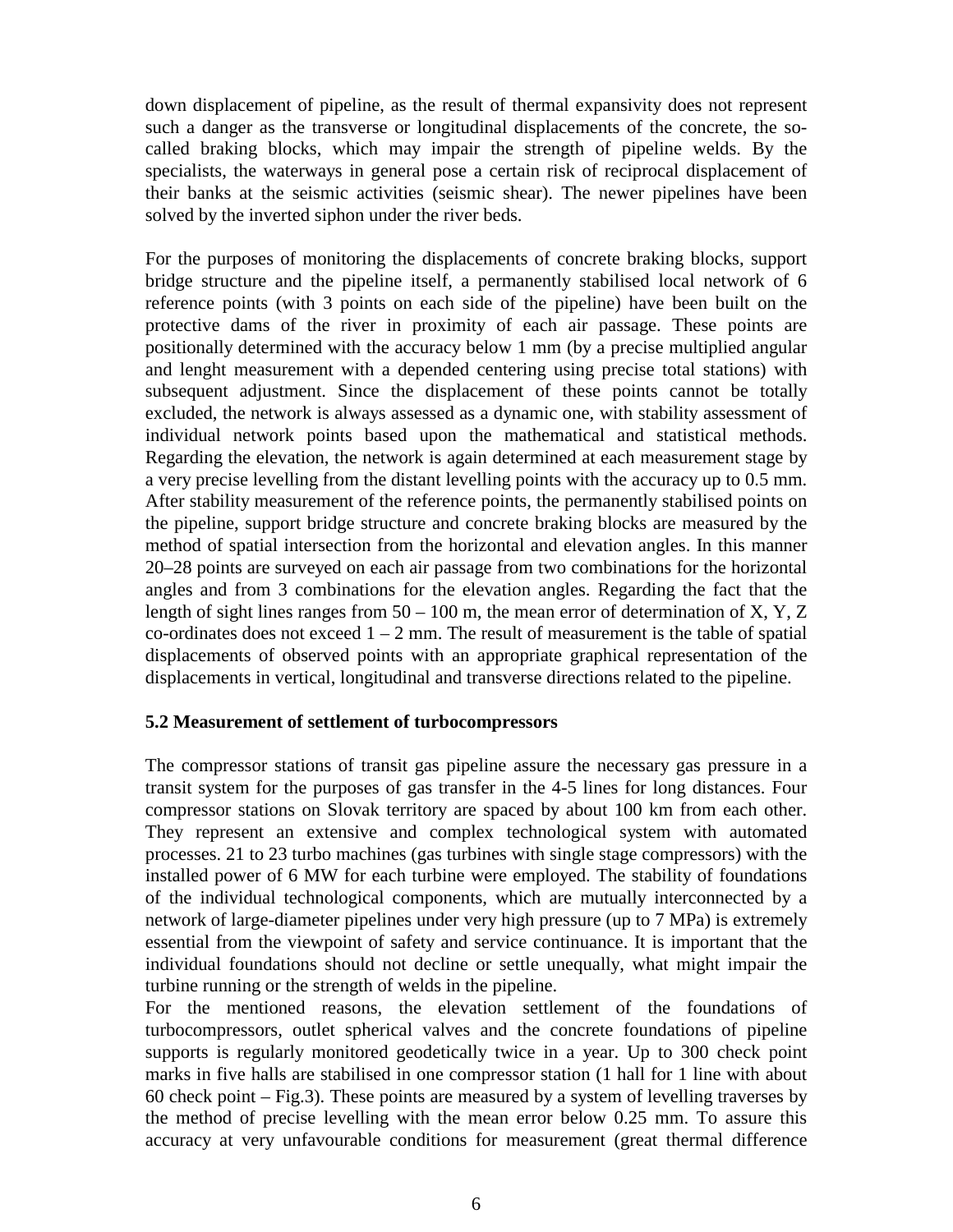down displacement of pipeline, as the result of thermal expansivity does not represent such a danger as the transverse or longitudinal displacements of the concrete, the so-called braking blocks, which may impair the strength of pipeline welds. By the specialists, the waterways in general pose a certain risk of reciprocal displacement of their banks at the seismic activities (seismic shear). The newer pipelines have been solved by the inverted siphon under the river beds.

For the purposes of monitoring the displacements of concrete braking blocks, support bridge structure and the pipeline itself, a permanently stabilised local network of 6 reference points (with 3 points on each side of the pipeline) have been built on the protective dams of the river in proximity of each air passage. These points are positionally determined with the accuracy below 1 mm (by a precise multiplied angular and lenght measurement with a depended centering using precise total stations) with subsequent adjustment. Since the displacement of these points cannot be totally excluded, the network is always assessed as a dynamic one, with stability assessment of individual network points based upon the mathematical and statistical methods. Regarding the elevation, the network is again determined at each measurement stage by a very precise levelling from the distant levelling points with the accuracy up to 0.5 mm. After stability measurement of the reference points, the permanently stabilised points on the pipeline, support bridge structure and concrete braking blocks are measured by the method of spatial intersection from the horizontal and elevation angles. In this manner 20–28 points are surveyed on each air passage from two combinations for the horizontal angles and from 3 combinations for the elevation angles. Regarding the fact that the length of sight lines ranges from 50 – 100 m, the mean error of determination of X, Y, Z co-ordinates does not exceed 1 – 2 mm. The result of measurement is the table of spatial displacements of observed points with an appropriate graphical representation of the displacements in vertical, longitudinal and transverse directions related to the pipeline.

### 5.2 Measurement of settlement of turbocompressors

The compressor stations of transit gas pipeline assure the necessary gas pressure in a transit system for the purposes of gas transfer in the 4-5 lines for long distances. Four compressor stations on Slovak territory are spaced by about 100 km from each other. They represent an extensive and complex technological system with automated processes. 21 to 23 turbo machines (gas turbines with single stage compressors) with the installed power of 6 MW for each turbine were employed. The stability of foundations of the individual technological components, which are mutually interconnected by a network of large-diameter pipelines under very high pressure (up to 7 MPa) is extremely essential from the viewpoint of safety and service continuance. It is important that the individual foundations should not decline or settle unequally, what might impair the turbine running or the strength of welds in the pipeline.
For the mentioned reasons, the elevation settlement of the foundations of turbocompressors, outlet spherical valves and the concrete foundations of pipeline supports is regularly monitored geodetically twice in a year. Up to 300 check point marks in five halls are stabilised in one compressor station (1 hall for 1 line with about 60 check point – Fig.3). These points are measured by a system of levelling traverses by the method of precise levelling with the mean error below 0.25 mm. To assure this accuracy at very unfavourable conditions for measurement (great thermal difference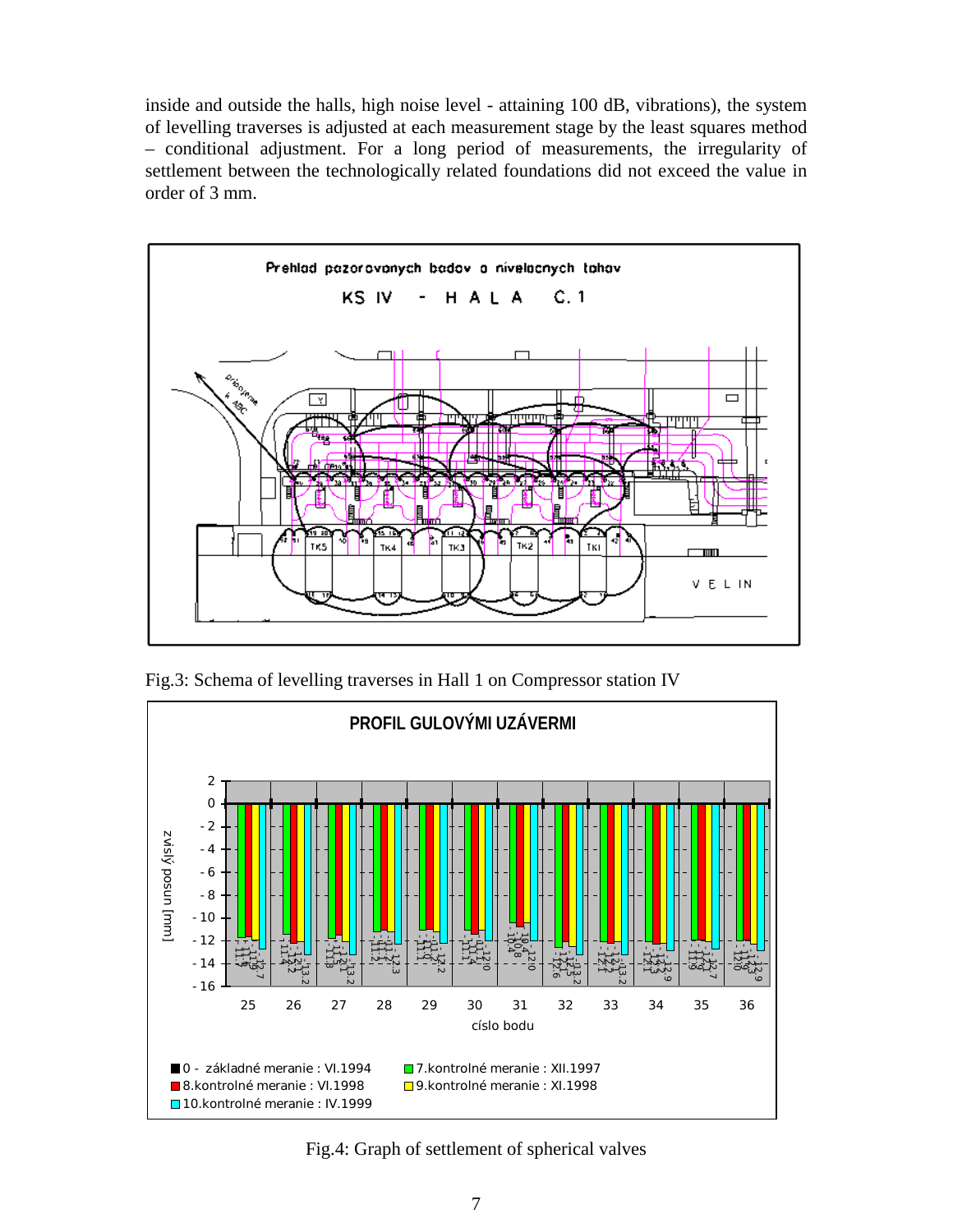inside and outside the halls, high noise level - attaining 100 dB, vibrations), the system of levelling traverses is adjusted at each measurement stage by the least squares method – conditional adjustment. For a long period of measurements, the irregularity of settlement between the technologically related foundations did not exceed the value in order of 3 mm.

Fig.3: Schema of levelling traverses in Hall 1 on Compressor station IV

Fig.4: Graph of settlement of spherical valves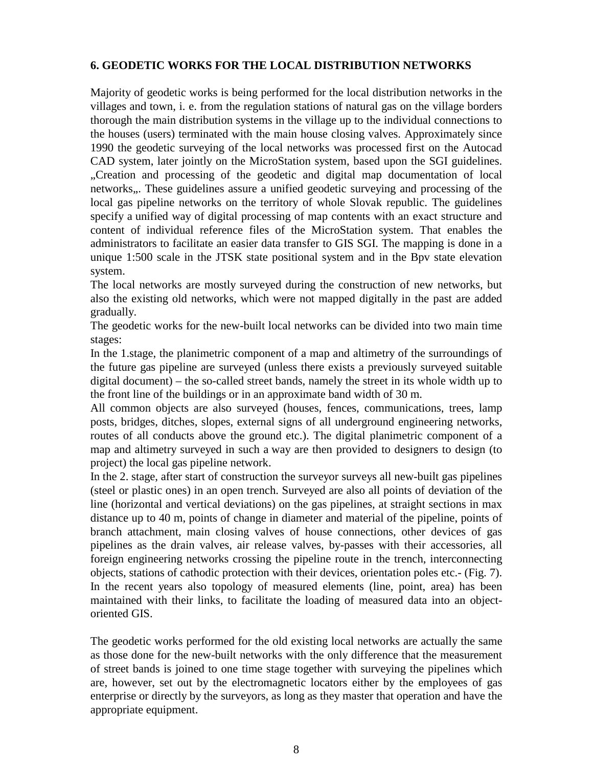## 6. GEODETIC WORKS FOR THE LOCAL DISTRIBUTION NETWORKS

Majority of geodetic works is being performed for the local distribution networks in the villages and town, i. e. from the regulation stations of natural gas on the village borders thorough the main distribution systems in the village up to the individual connections to the houses (users) terminated with the main house closing valves. Approximately since 1990 the geodetic surveying of the local networks was processed first on the Autocad CAD system, later jointly on the MicroStation system, based upon the SGI guidelines. „Creation and processing of the geodetic and digital map documentation of local networks„. These guidelines assure a unified geodetic surveying and processing of the local gas pipeline networks on the territory of whole Slovak republic. The guidelines specify a unified way of digital processing of map contents with an exact structure and content of individual reference files of the MicroStation system. That enables the administrators to facilitate an easier data transfer to GIS SGI. The mapping is done in a unique 1:500 scale in the JTSK state positional system and in the Bpv state elevation system.

The local networks are mostly surveyed during the construction of new networks, but also the existing old networks, which were not mapped digitally in the past are added gradually.

The geodetic works for the new-built local networks can be divided into two main time stages:

In the 1.stage, the planimetric component of a map and altimetry of the surroundings of the future gas pipeline are surveyed (unless there exists a previously surveyed suitable digital document) – the so-called street bands, namely the street in its whole width up to the front line of the buildings or in an approximate band width of 30 m.

All common objects are also surveyed (houses, fences, communications, trees, lamp posts, bridges, ditches, slopes, external signs of all underground engineering networks, routes of all conducts above the ground etc.). The digital planimetric component of a map and altimetry surveyed in such a way are then provided to designers to design (to project) the local gas pipeline network.

In the 2. stage, after start of construction the surveyor surveys all new-built gas pipelines (steel or plastic ones) in an open trench. Surveyed are also all points of deviation of the line (horizontal and vertical deviations) on the gas pipelines, at straight sections in max distance up to 40 m, points of change in diameter and material of the pipeline, points of branch attachment, main closing valves of house connections, other devices of gas pipelines as the drain valves, air release valves, by-passes with their accessories, all foreign engineering networks crossing the pipeline route in the trench, interconnecting objects, stations of cathodic protection with their devices, orientation poles etc.- (Fig. 7). In the recent years also topology of measured elements (line, point, area) has been maintained with their links, to facilitate the loading of measured data into an object-oriented GIS.

The geodetic works performed for the old existing local networks are actually the same as those done for the new-built networks with the only difference that the measurement of street bands is joined to one time stage together with surveying the pipelines which are, however, set out by the electromagnetic locators either by the employees of gas enterprise or directly by the surveyors, as long as they master that operation and have the appropriate equipment.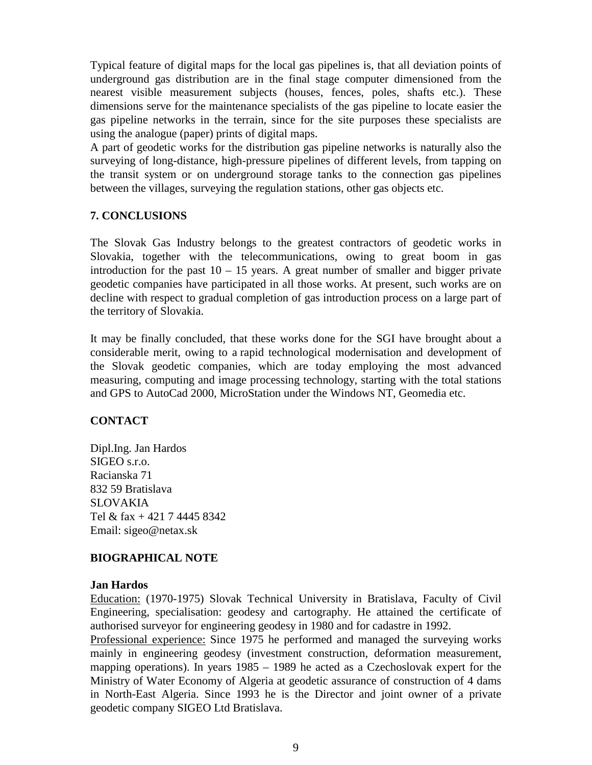Typical feature of digital maps for the local gas pipelines is, that all deviation points of underground gas distribution are in the final stage computer dimensioned from the nearest visible measurement subjects (houses, fences, poles, shafts etc.). These dimensions serve for the maintenance specialists of the gas pipeline to locate easier the gas pipeline networks in the terrain, since for the site purposes these specialists are using the analogue (paper) prints of digital maps.
A part of geodetic works for the distribution gas pipeline networks is naturally also the surveying of long-distance, high-pressure pipelines of different levels, from tapping on the transit system or on underground storage tanks to the connection gas pipelines between the villages, surveying the regulation stations, other gas objects etc.

## 7. CONCLUSIONS

The Slovak Gas Industry belongs to the greatest contractors of geodetic works in Slovakia, together with the telecommunications, owing to great boom in gas introduction for the past 10 – 15 years. A great number of smaller and bigger private geodetic companies have participated in all those works. At present, such works are on decline with respect to gradual completion of gas introduction process on a large part of the territory of Slovakia.

It may be finally concluded, that these works done for the SGI have brought about a considerable merit, owing to a rapid technological modernisation and development of the Slovak geodetic companies, which are today employing the most advanced measuring, computing and image processing technology, starting with the total stations and GPS to AutoCad 2000, MicroStation under the Windows NT, Geomedia etc.

## CONTACT

Dipl.Ing. Jan Hardos
SIGEO s.r.o.
Racianska 71
832 59 Bratislava
SLOVAKIA
Tel & fax + 421 7 4445 8342
Email: sigeo@netax.sk

## BIOGRAPHICAL NOTE

**Jan Hardos**
Education: (1970-1975) Slovak Technical University in Bratislava, Faculty of Civil Engineering, specialisation: geodesy and cartography. He attained the certificate of authorised surveyor for engineering geodesy in 1980 and for cadastre in 1992.
Professional experience: Since 1975 he performed and managed the surveying works mainly in engineering geodesy (investment construction, deformation measurement, mapping operations). In years 1985 – 1989 he acted as a Czechoslovak expert for the Ministry of Water Economy of Algeria at geodetic assurance of construction of 4 dams in North-East Algeria. Since 1993 he is the Director and joint owner of a private geodetic company SIGEO Ltd Bratislava.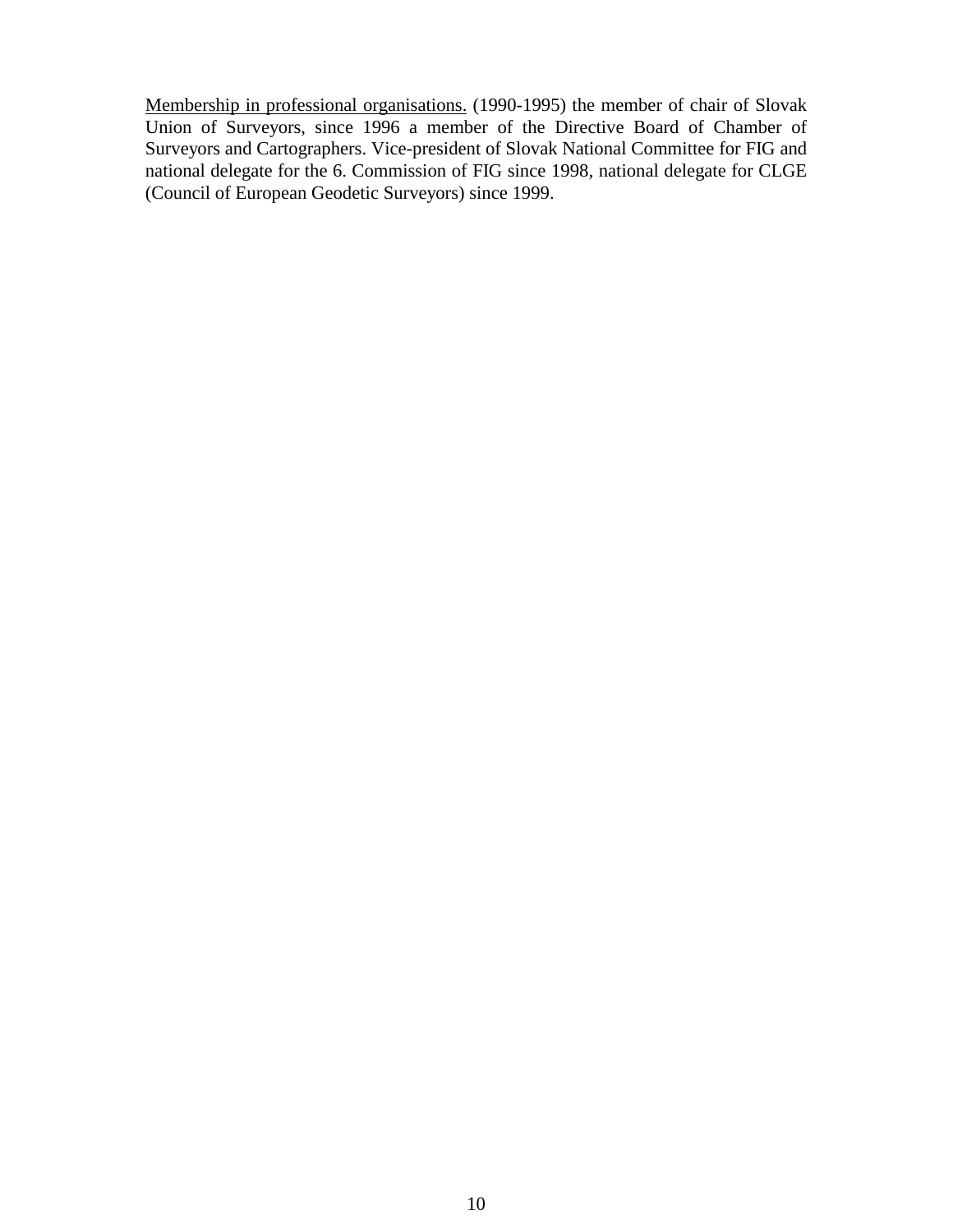<u>Membership in professional organisations.</u> (1990-1995) the member of chair of Slovak Union of Surveyors, since 1996 a member of the Directive Board of Chamber of Surveyors and Cartographers. Vice-president of Slovak National Committee for FIG and national delegate for the 6. Commission of FIG since 1998, national delegate for CLGE (Council of European Geodetic Surveyors) since 1999.